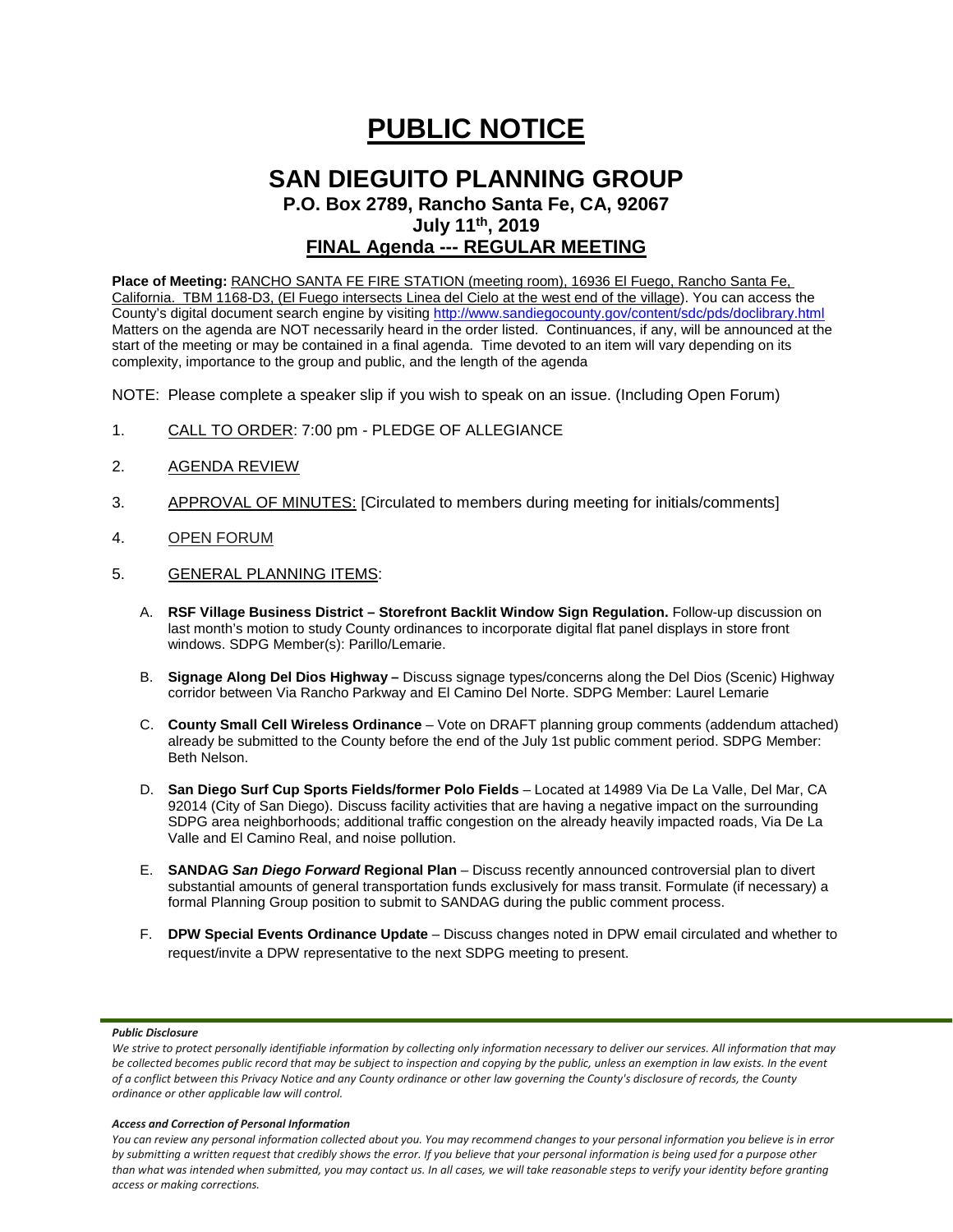# PUBLIC NOTICE

## SAN DIEGUITO PLANNING GROUP

### P.O. Box 2789, Rancho Santa Fe, CA, 92067

### July 11th, 2019

### FINAL Agenda --- REGULAR MEETING

**Place of Meeting:** RANCHO SANTA FE FIRE STATION (meeting room), 16936 El Fuego, Rancho Santa Fe, California. TBM 1168-D3, (El Fuego intersects Linea del Cielo at the west end of the village). You can access the County's digital document search engine by visiting http://www.sandiegocounty.gov/content/sdc/pds/doclibrary.html Matters on the agenda are NOT necessarily heard in the order listed. Continuances, if any, will be announced at the start of the meeting or may be contained in a final agenda. Time devoted to an item will vary depending on its complexity, importance to the group and public, and the length of the agenda

NOTE: Please complete a speaker slip if you wish to speak on an issue. (Including Open Forum)

1. CALL TO ORDER: 7:00 pm - PLEDGE OF ALLEGIANCE

2. AGENDA REVIEW

3. APPROVAL OF MINUTES: [Circulated to members during meeting for initials/comments]

4. OPEN FORUM

5. GENERAL PLANNING ITEMS:

   A. **RSF Village Business District – Storefront Backlit Window Sign Regulation.** Follow-up discussion on last month's motion to study County ordinances to incorporate digital flat panel displays in store front windows. SDPG Member(s): Parillo/Lemarie.

   B. **Signage Along Del Dios Highway –** Discuss signage types/concerns along the Del Dios (Scenic) Highway corridor between Via Rancho Parkway and El Camino Del Norte. SDPG Member: Laurel Lemarie

   C. **County Small Cell Wireless Ordinance** – Vote on DRAFT planning group comments (addendum attached) already be submitted to the County before the end of the July 1st public comment period. SDPG Member: Beth Nelson.

   D. **San Diego Surf Cup Sports Fields/former Polo Fields** – Located at 14989 Via De La Valle, Del Mar, CA 92014 (City of San Diego). Discuss facility activities that are having a negative impact on the surrounding SDPG area neighborhoods; additional traffic congestion on the already heavily impacted roads, Via De La Valle and El Camino Real, and noise pollution.

   E. **SANDAG *San Diego Forward* Regional Plan** – Discuss recently announced controversial plan to divert substantial amounts of general transportation funds exclusively for mass transit. Formulate (if necessary) a formal Planning Group position to submit to SANDAG during the public comment process.

   F. **DPW Special Events Ordinance Update** – Discuss changes noted in DPW email circulated and whether to request/invite a DPW representative to the next SDPG meeting to present.

***Public Disclosure***

*We strive to protect personally identifiable information by collecting only information necessary to deliver our services. All information that may be collected becomes public record that may be subject to inspection and copying by the public, unless an exemption in law exists. In the event of a conflict between this Privacy Notice and any County ordinance or other law governing the County's disclosure of records, the County ordinance or other applicable law will control.*

***Access and Correction of Personal Information***

*You can review any personal information collected about you. You may recommend changes to your personal information you believe is in error by submitting a written request that credibly shows the error. If you believe that your personal information is being used for a purpose other than what was intended when submitted, you may contact us. In all cases, we will take reasonable steps to verify your identity before granting access or making corrections.*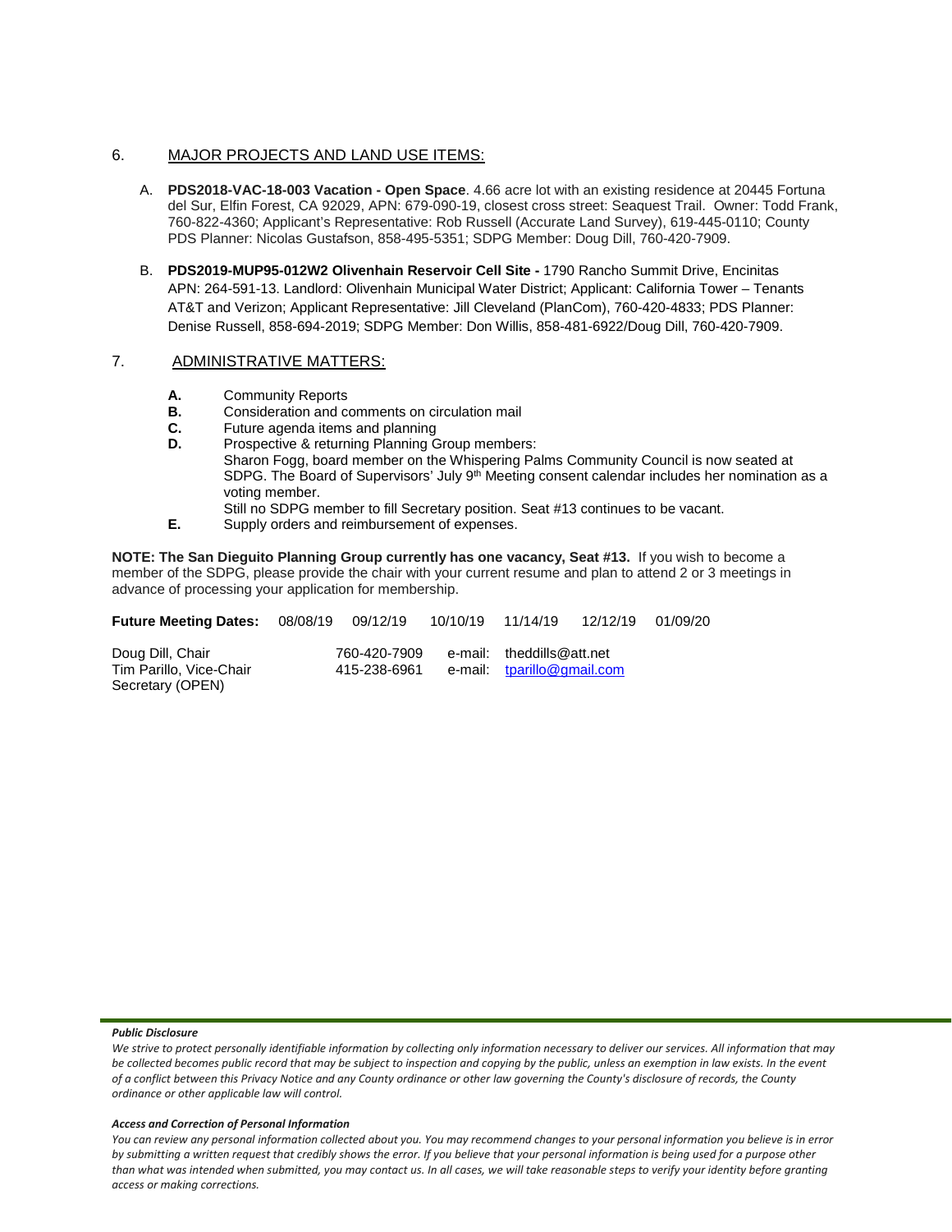## 6. MAJOR PROJECTS AND LAND USE ITEMS:

A. **PDS2018-VAC-18-003 Vacation - Open Space**. 4.66 acre lot with an existing residence at 20445 Fortuna del Sur, Elfin Forest, CA 92029, APN: 679-090-19, closest cross street: Seaquest Trail. Owner: Todd Frank, 760-822-4360; Applicant's Representative: Rob Russell (Accurate Land Survey), 619-445-0110; County PDS Planner: Nicolas Gustafson, 858-495-5351; SDPG Member: Doug Dill, 760-420-7909.

B. **PDS2019-MUP95-012W2 Olivenhain Reservoir Cell Site -** 1790 Rancho Summit Drive, Encinitas APN: 264-591-13. Landlord: Olivenhain Municipal Water District; Applicant: California Tower – Tenants AT&T and Verizon; Applicant Representative: Jill Cleveland (PlanCom), 760-420-4833; PDS Planner: Denise Russell, 858-694-2019; SDPG Member: Don Willis, 858-481-6922/Doug Dill, 760-420-7909.

## 7. ADMINISTRATIVE MATTERS:

**A.** Community Reports

**B.** Consideration and comments on circulation mail

**C.** Future agenda items and planning

**D.** Prospective & returning Planning Group members:
Sharon Fogg, board member on the Whispering Palms Community Council is now seated at SDPG. The Board of Supervisors' July 9th Meeting consent calendar includes her nomination as a voting member.
Still no SDPG member to fill Secretary position. Seat #13 continues to be vacant.

**E.** Supply orders and reimbursement of expenses.

**NOTE: The San Dieguito Planning Group currently has one vacancy, Seat #13.** If you wish to become a member of the SDPG, please provide the chair with your current resume and plan to attend 2 or 3 meetings in advance of processing your application for membership.

**Future Meeting Dates:** 08/08/19 09/12/19 10/10/19 11/14/19 12/12/19 01/09/20

Doug Dill, Chair 760-420-7909 e-mail: theddills@att.net
Tim Parillo, Vice-Chair 415-238-6961 e-mail: tparillo@gmail.com
Secretary (OPEN)

***Public Disclosure***

*We strive to protect personally identifiable information by collecting only information necessary to deliver our services. All information that may be collected becomes public record that may be subject to inspection and copying by the public, unless an exemption in law exists. In the event of a conflict between this Privacy Notice and any County ordinance or other law governing the County's disclosure of records, the County ordinance or other applicable law will control.*

***Access and Correction of Personal Information***

*You can review any personal information collected about you. You may recommend changes to your personal information you believe is in error by submitting a written request that credibly shows the error. If you believe that your personal information is being used for a purpose other than what was intended when submitted, you may contact us. In all cases, we will take reasonable steps to verify your identity before granting access or making corrections.*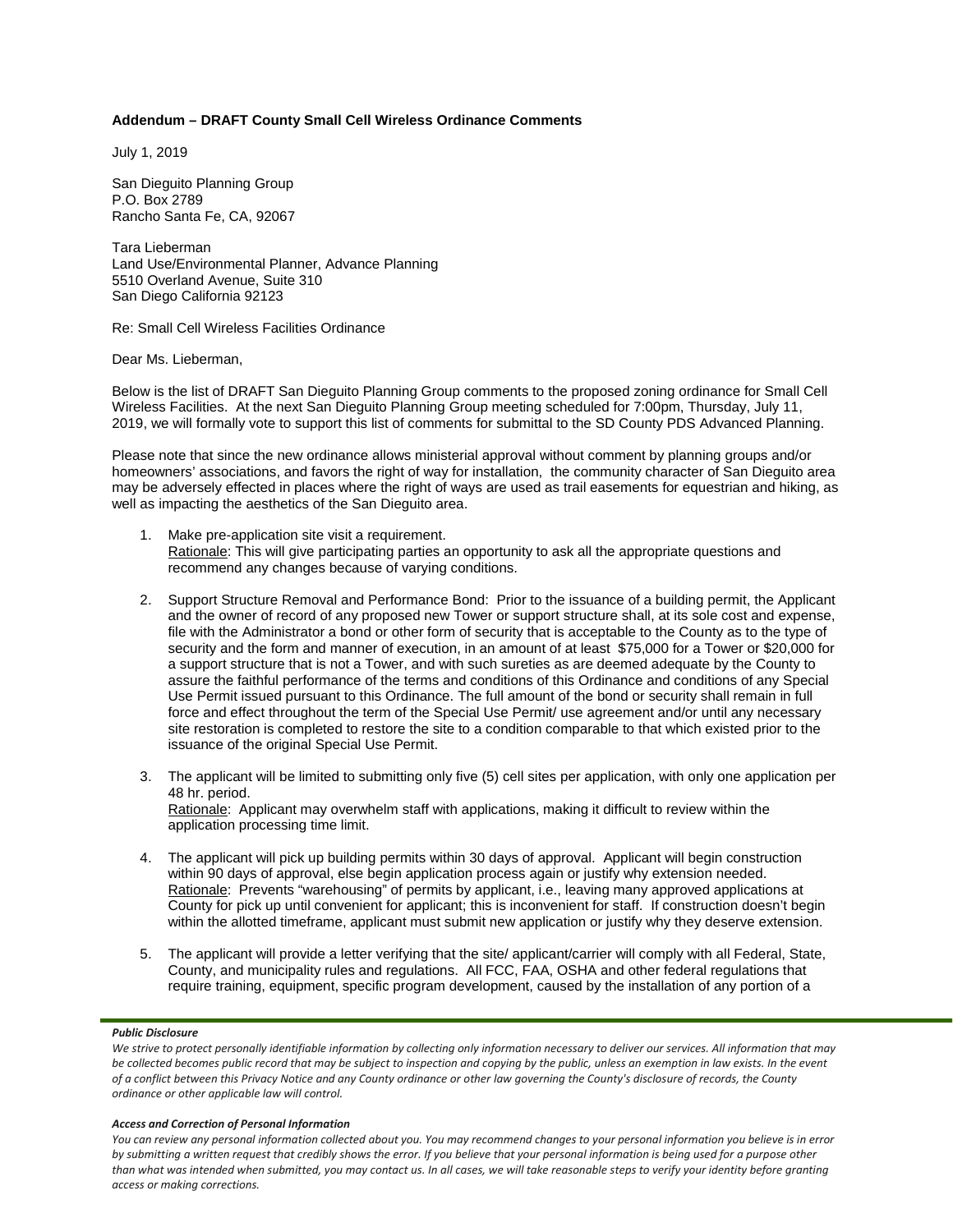**Addendum – DRAFT County Small Cell Wireless Ordinance Comments**

July 1, 2019

San Dieguito Planning Group
P.O. Box 2789
Rancho Santa Fe, CA, 92067

Tara Lieberman
Land Use/Environmental Planner, Advance Planning
5510 Overland Avenue, Suite 310
San Diego California 92123

Re: Small Cell Wireless Facilities Ordinance

Dear Ms. Lieberman,

Below is the list of DRAFT San Dieguito Planning Group comments to the proposed zoning ordinance for Small Cell Wireless Facilities. At the next San Dieguito Planning Group meeting scheduled for 7:00pm, Thursday, July 11, 2019, we will formally vote to support this list of comments for submittal to the SD County PDS Advanced Planning.

Please note that since the new ordinance allows ministerial approval without comment by planning groups and/or homeowners' associations, and favors the right of way for installation, the community character of San Dieguito area may be adversely effected in places where the right of ways are used as trail easements for equestrian and hiking, as well as impacting the aesthetics of the San Dieguito area.

1. Make pre-application site visit a requirement.
   Rationale: This will give participating parties an opportunity to ask all the appropriate questions and recommend any changes because of varying conditions.

2. Support Structure Removal and Performance Bond: Prior to the issuance of a building permit, the Applicant and the owner of record of any proposed new Tower or support structure shall, at its sole cost and expense, file with the Administrator a bond or other form of security that is acceptable to the County as to the type of security and the form and manner of execution, in an amount of at least $75,000 for a Tower or $20,000 for a support structure that is not a Tower, and with such sureties as are deemed adequate by the County to assure the faithful performance of the terms and conditions of this Ordinance and conditions of any Special Use Permit issued pursuant to this Ordinance. The full amount of the bond or security shall remain in full force and effect throughout the term of the Special Use Permit/ use agreement and/or until any necessary site restoration is completed to restore the site to a condition comparable to that which existed prior to the issuance of the original Special Use Permit.

3. The applicant will be limited to submitting only five (5) cell sites per application, with only one application per 48 hr. period.
   Rationale: Applicant may overwhelm staff with applications, making it difficult to review within the application processing time limit.

4. The applicant will pick up building permits within 30 days of approval. Applicant will begin construction within 90 days of approval, else begin application process again or justify why extension needed.
   Rationale: Prevents "warehousing" of permits by applicant, i.e., leaving many approved applications at County for pick up until convenient for applicant; this is inconvenient for staff. If construction doesn't begin within the allotted timeframe, applicant must submit new application or justify why they deserve extension.

5. The applicant will provide a letter verifying that the site/ applicant/carrier will comply with all Federal, State, County, and municipality rules and regulations. All FCC, FAA, OSHA and other federal regulations that require training, equipment, specific program development, caused by the installation of any portion of a

***Public Disclosure***

*We strive to protect personally identifiable information by collecting only information necessary to deliver our services. All information that may be collected becomes public record that may be subject to inspection and copying by the public, unless an exemption in law exists. In the event of a conflict between this Privacy Notice and any County ordinance or other law governing the County's disclosure of records, the County ordinance or other applicable law will control.*

***Access and Correction of Personal Information***

*You can review any personal information collected about you. You may recommend changes to your personal information you believe is in error by submitting a written request that credibly shows the error. If you believe that your personal information is being used for a purpose other than what was intended when submitted, you may contact us. In all cases, we will take reasonable steps to verify your identity before granting access or making corrections.*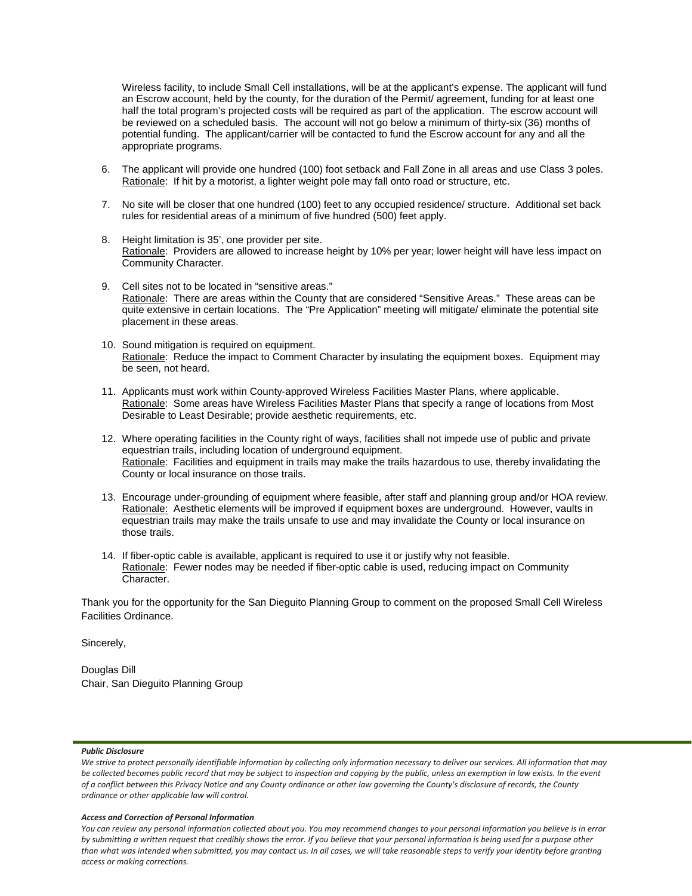Wireless facility, to include Small Cell installations, will be at the applicant's expense. The applicant will fund an Escrow account, held by the county, for the duration of the Permit/ agreement, funding for at least one half the total program's projected costs will be required as part of the application. The escrow account will be reviewed on a scheduled basis. The account will not go below a minimum of thirty-six (36) months of potential funding. The applicant/carrier will be contacted to fund the Escrow account for any and all the appropriate programs.

6. The applicant will provide one hundred (100) foot setback and Fall Zone in all areas and use Class 3 poles.
   Rationale: If hit by a motorist, a lighter weight pole may fall onto road or structure, etc.

7. No site will be closer that one hundred (100) feet to any occupied residence/ structure. Additional set back rules for residential areas of a minimum of five hundred (500) feet apply.

8. Height limitation is 35', one provider per site.
   Rationale: Providers are allowed to increase height by 10% per year; lower height will have less impact on Community Character.

9. Cell sites not to be located in "sensitive areas."
   Rationale: There are areas within the County that are considered "Sensitive Areas." These areas can be quite extensive in certain locations. The "Pre Application" meeting will mitigate/ eliminate the potential site placement in these areas.

10. Sound mitigation is required on equipment.
    Rationale: Reduce the impact to Comment Character by insulating the equipment boxes. Equipment may be seen, not heard.

11. Applicants must work within County-approved Wireless Facilities Master Plans, where applicable.
    Rationale: Some areas have Wireless Facilities Master Plans that specify a range of locations from Most Desirable to Least Desirable; provide aesthetic requirements, etc.

12. Where operating facilities in the County right of ways, facilities shall not impede use of public and private equestrian trails, including location of underground equipment.
    Rationale: Facilities and equipment in trails may make the trails hazardous to use, thereby invalidating the County or local insurance on those trails.

13. Encourage under-grounding of equipment where feasible, after staff and planning group and/or HOA review.
    Rationale: Aesthetic elements will be improved if equipment boxes are underground. However, vaults in equestrian trails may make the trails unsafe to use and may invalidate the County or local insurance on those trails.

14. If fiber-optic cable is available, applicant is required to use it or justify why not feasible.
    Rationale: Fewer nodes may be needed if fiber-optic cable is used, reducing impact on Community Character.

Thank you for the opportunity for the San Dieguito Planning Group to comment on the proposed Small Cell Wireless Facilities Ordinance.

Sincerely,

Douglas Dill
Chair, San Dieguito Planning Group

***Public Disclosure***

*We strive to protect personally identifiable information by collecting only information necessary to deliver our services. All information that may be collected becomes public record that may be subject to inspection and copying by the public, unless an exemption in law exists. In the event of a conflict between this Privacy Notice and any County ordinance or other law governing the County's disclosure of records, the County ordinance or other applicable law will control.*

***Access and Correction of Personal Information***

*You can review any personal information collected about you. You may recommend changes to your personal information you believe is in error by submitting a written request that credibly shows the error. If you believe that your personal information is being used for a purpose other than what was intended when submitted, you may contact us. In all cases, we will take reasonable steps to verify your identity before granting access or making corrections.*